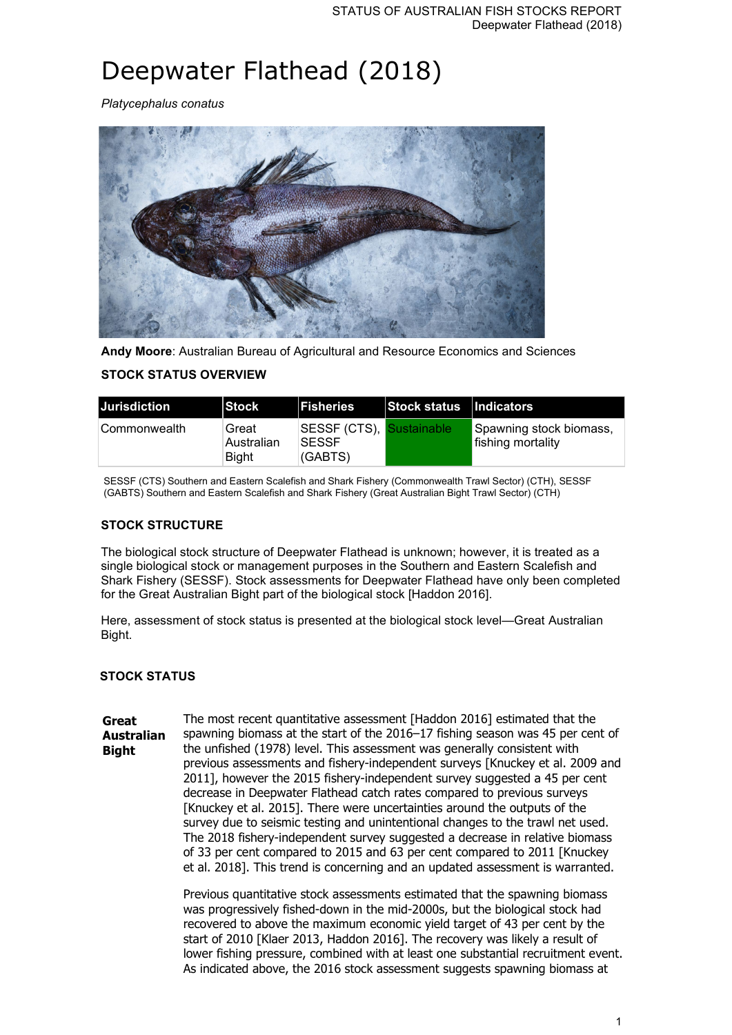# Deepwater Flathead (2018)

*Platycephalus conatus*

**Andy Moore**: Australian Bureau of Agricultural and Resource Economics and Sciences

## STOCK STATUS OVERVIEW

| Jurisdiction | Stock | Fisheries | Stock status | Indicators |
|---|---|---|---|---|
| Commonwealth | Great Australian Bight | SESSF (CTS), SESSF (GABTS) | Sustainable | Spawning stock biomass, fishing mortality |

SESSF (CTS) Southern and Eastern Scalefish and Shark Fishery (Commonwealth Trawl Sector) (CTH), SESSF (GABTS) Southern and Eastern Scalefish and Shark Fishery (Great Australian Bight Trawl Sector) (CTH)

## STOCK STRUCTURE

The biological stock structure of Deepwater Flathead is unknown; however, it is treated as a single biological stock or management purposes in the Southern and Eastern Scalefish and Shark Fishery (SESSF). Stock assessments for Deepwater Flathead have only been completed for the Great Australian Bight part of the biological stock [Haddon 2016].

Here, assessment of stock status is presented at the biological stock level—Great Australian Bight.

## STOCK STATUS

**Great Australian Bight**

The most recent quantitative assessment [Haddon 2016] estimated that the spawning biomass at the start of the 2016–17 fishing season was 45 per cent of the unfished (1978) level. This assessment was generally consistent with previous assessments and fishery-independent surveys [Knuckey et al. 2009 and 2011], however the 2015 fishery-independent survey suggested a 45 per cent decrease in Deepwater Flathead catch rates compared to previous surveys [Knuckey et al. 2015]. There were uncertainties around the outputs of the survey due to seismic testing and unintentional changes to the trawl net used. The 2018 fishery-independent survey suggested a decrease in relative biomass of 33 per cent compared to 2015 and 63 per cent compared to 2011 [Knuckey et al. 2018]. This trend is concerning and an updated assessment is warranted.

Previous quantitative stock assessments estimated that the spawning biomass was progressively fished-down in the mid-2000s, but the biological stock had recovered to above the maximum economic yield target of 43 per cent by the start of 2010 [Klaer 2013, Haddon 2016]. The recovery was likely a result of lower fishing pressure, combined with at least one substantial recruitment event. As indicated above, the 2016 stock assessment suggests spawning biomass at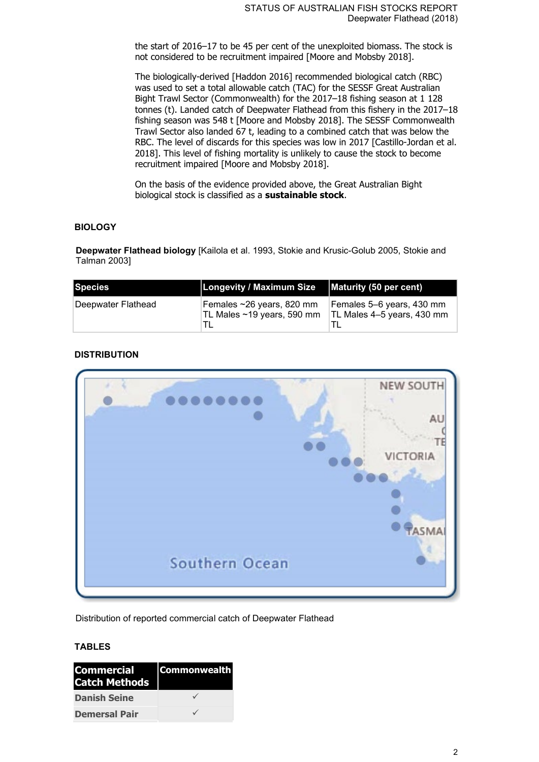the start of 2016–17 to be 45 per cent of the unexploited biomass. The stock is not considered to be recruitment impaired [Moore and Mobsby 2018].

The biologically-derived [Haddon 2016] recommended biological catch (RBC) was used to set a total allowable catch (TAC) for the SESSF Great Australian Bight Trawl Sector (Commonwealth) for the 2017–18 fishing season at 1 128 tonnes (t). Landed catch of Deepwater Flathead from this fishery in the 2017–18 fishing season was 548 t [Moore and Mobsby 2018]. The SESSF Commonwealth Trawl Sector also landed 67 t, leading to a combined catch that was below the RBC. The level of discards for this species was low in 2017 [Castillo-Jordan et al. 2018]. This level of fishing mortality is unlikely to cause the stock to become recruitment impaired [Moore and Mobsby 2018].

On the basis of the evidence provided above, the Great Australian Bight biological stock is classified as a **sustainable stock**.

## BIOLOGY

**Deepwater Flathead biology** [Kailola et al. 1993, Stokie and Krusic-Golub 2005, Stokie and Talman 2003]

| Species | Longevity / Maximum Size | Maturity (50 per cent) |
|---|---|---|
| Deepwater Flathead | Females ~26 years, 820 mm TL Males ~19 years, 590 mm TL | Females 5–6 years, 430 mm TL Males 4–5 years, 430 mm TL |

## DISTRIBUTION

Distribution of reported commercial catch of Deepwater Flathead

## TABLES

| Commercial Catch Methods | Commonwealth |
|---|---|
| Danish Seine | ✓ |
| Demersal Pair | ✓ |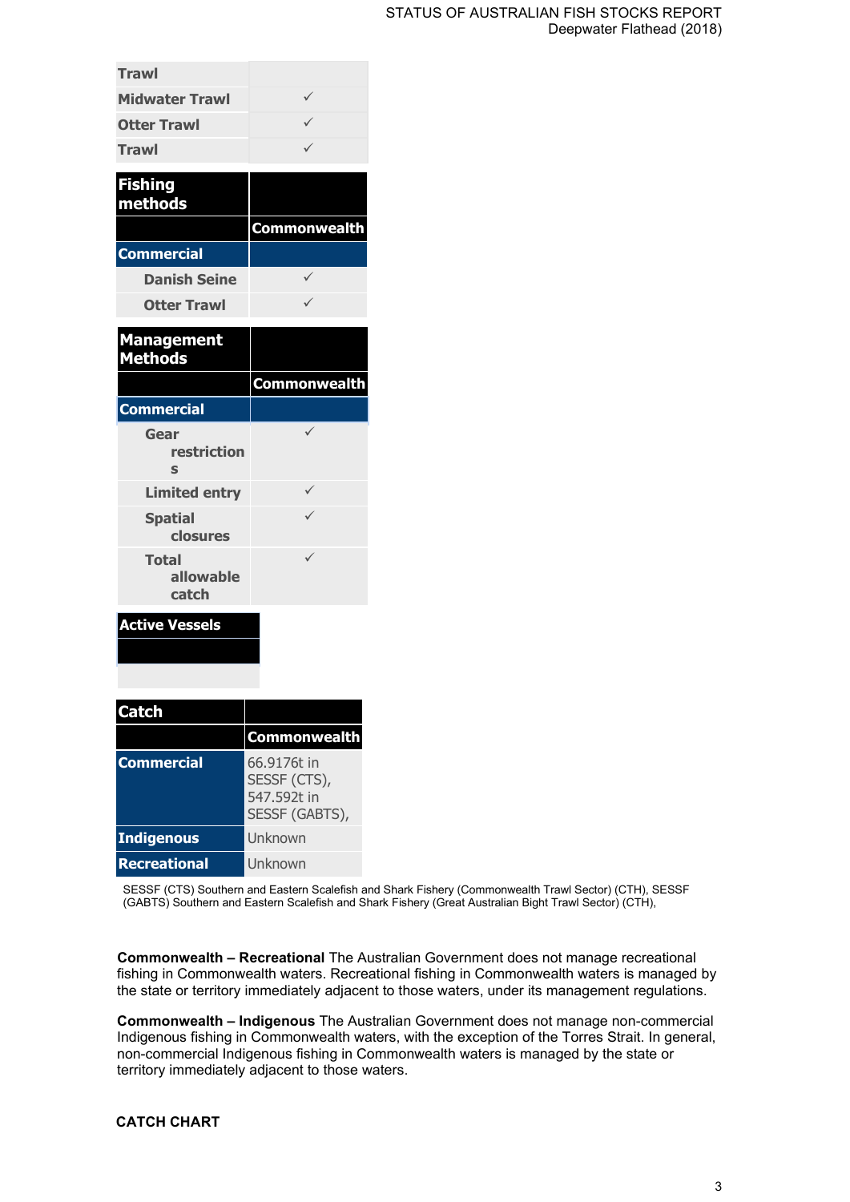| Trawl | |
|---|---|
| Midwater Trawl | ✓ |
| Otter Trawl | ✓ |
| Trawl | ✓ |

| Fishing methods | |
|---|---|
| | Commonwealth |
| **Commercial** | |
| Danish Seine | ✓ |
| Otter Trawl | ✓ |

| Management Methods | |
|---|---|
| | Commonwealth |
| **Commercial** | |
| Gear restrictions | ✓ |
| Limited entry | ✓ |
| Spatial closures | ✓ |
| Total allowable catch | ✓ |

| Active Vessels |
|---|
| |
| |

| Catch | |
|---|---|
| | Commonwealth |
| **Commercial** | 66.9176t in SESSF (CTS), 547.592t in SESSF (GABTS), |
| **Indigenous** | Unknown |
| **Recreational** | Unknown |

SESSF (CTS) Southern and Eastern Scalefish and Shark Fishery (Commonwealth Trawl Sector) (CTH), SESSF (GABTS) Southern and Eastern Scalefish and Shark Fishery (Great Australian Bight Trawl Sector) (CTH),

**Commonwealth – Recreational** The Australian Government does not manage recreational fishing in Commonwealth waters. Recreational fishing in Commonwealth waters is managed by the state or territory immediately adjacent to those waters, under its management regulations.

**Commonwealth – Indigenous** The Australian Government does not manage non-commercial Indigenous fishing in Commonwealth waters, with the exception of the Torres Strait. In general, non-commercial Indigenous fishing in Commonwealth waters is managed by the state or territory immediately adjacent to those waters.

## CATCH CHART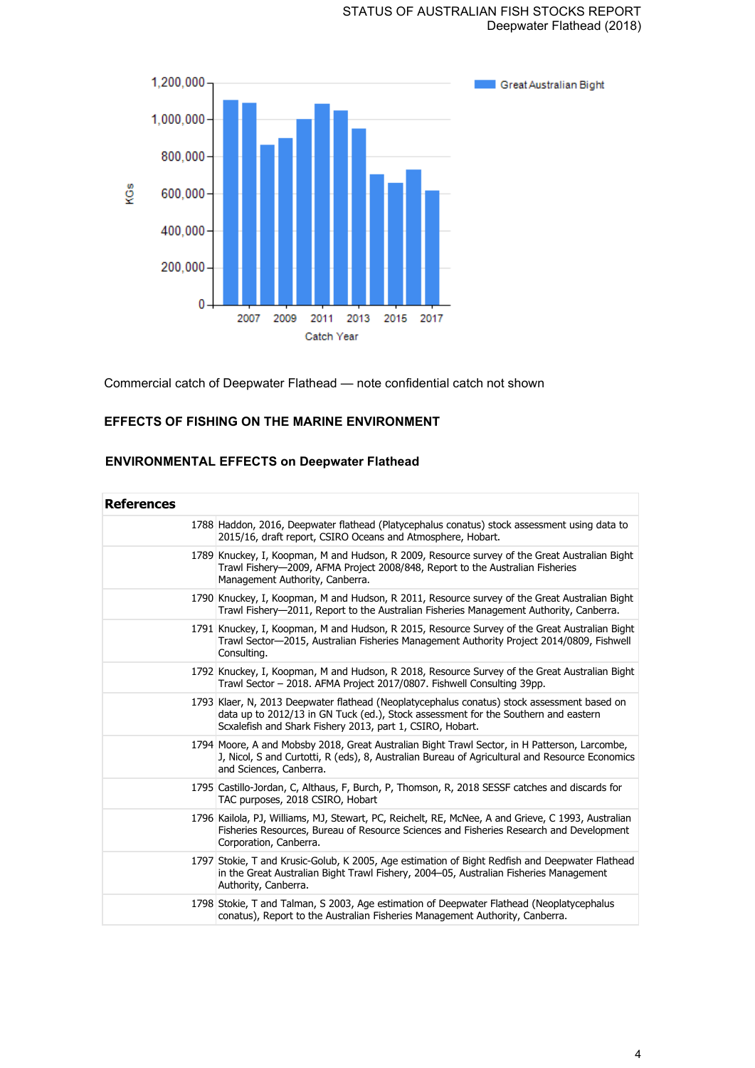1,200,000
1,000,000
800,000
600,000
400,000
200,000
0

KGs

2007 2009 2011 2013 2015 2017

Catch Year

Great Australian Bight

Commercial catch of Deepwater Flathead — note confidential catch not shown

## EFFECTS OF FISHING ON THE MARINE ENVIRONMENT

## ENVIRONMENTAL EFFECTS on Deepwater Flathead

| References | |
|---|---|
| 1788 | Haddon, 2016, Deepwater flathead (Platycephalus conatus) stock assessment using data to 2015/16, draft report, CSIRO Oceans and Atmosphere, Hobart. |
| 1789 | Knuckey, I, Koopman, M and Hudson, R 2009, Resource survey of the Great Australian Bight Trawl Fishery—2009, AFMA Project 2008/848, Report to the Australian Fisheries Management Authority, Canberra. |
| 1790 | Knuckey, I, Koopman, M and Hudson, R 2011, Resource survey of the Great Australian Bight Trawl Fishery—2011, Report to the Australian Fisheries Management Authority, Canberra. |
| 1791 | Knuckey, I, Koopman, M and Hudson, R 2015, Resource Survey of the Great Australian Bight Trawl Sector—2015, Australian Fisheries Management Authority Project 2014/0809, Fishwell Consulting. |
| 1792 | Knuckey, I, Koopman, M and Hudson, R 2018, Resource Survey of the Great Australian Bight Trawl Sector – 2018. AFMA Project 2017/0807. Fishwell Consulting 39pp. |
| 1793 | Klaer, N, 2013 Deepwater flathead (Neoplatycephalus conatus) stock assessment based on data up to 2012/13 in GN Tuck (ed.), Stock assessment for the Southern and eastern Scxalefish and Shark Fishery 2013, part 1, CSIRO, Hobart. |
| 1794 | Moore, A and Mobsby 2018, Great Australian Bight Trawl Sector, in H Patterson, Larcombe, J, Nicol, S and Curtotti, R (eds), 8, Australian Bureau of Agricultural and Resource Economics and Sciences, Canberra. |
| 1795 | Castillo-Jordan, C, Althaus, F, Burch, P, Thomson, R, 2018 SESSF catches and discards for TAC purposes, 2018 CSIRO, Hobart |
| 1796 | Kailola, PJ, Williams, MJ, Stewart, PC, Reichelt, RE, McNee, A and Grieve, C 1993, Australian Fisheries Resources, Bureau of Resource Sciences and Fisheries Research and Development Corporation, Canberra. |
| 1797 | Stokie, T and Krusic-Golub, K 2005, Age estimation of Bight Redfish and Deepwater Flathead in the Great Australian Bight Trawl Fishery, 2004–05, Australian Fisheries Management Authority, Canberra. |
| 1798 | Stokie, T and Talman, S 2003, Age estimation of Deepwater Flathead (Neoplatycephalus conatus), Report to the Australian Fisheries Management Authority, Canberra. |